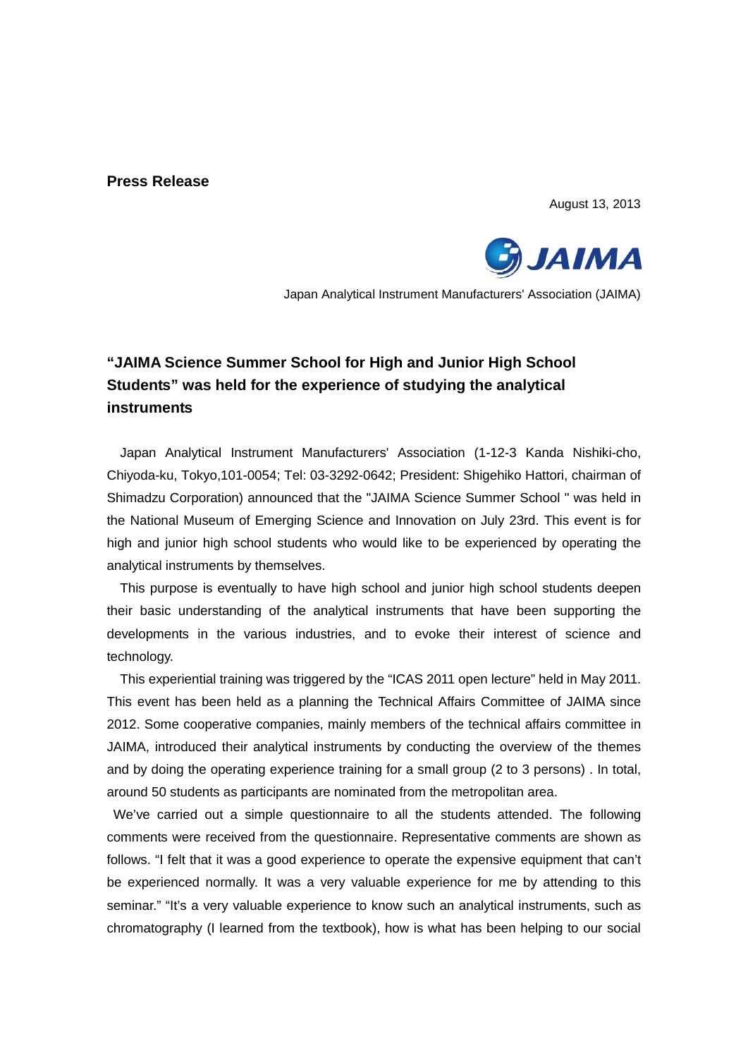**Press Release**

August 13, 2013

JAIMA

Japan Analytical Instrument Manufacturers' Association (JAIMA)

## "JAIMA Science Summer School for High and Junior High School Students" was held for the experience of studying the analytical instruments

Japan Analytical Instrument Manufacturers' Association (1-12-3 Kanda Nishiki-cho, Chiyoda-ku, Tokyo,101-0054; Tel: 03-3292-0642; President: Shigehiko Hattori, chairman of Shimadzu Corporation) announced that the "JAIMA Science Summer School " was held in the National Museum of Emerging Science and Innovation on July 23rd. This event is for high and junior high school students who would like to be experienced by operating the analytical instruments by themselves.

This purpose is eventually to have high school and junior high school students deepen their basic understanding of the analytical instruments that have been supporting the developments in the various industries, and to evoke their interest of science and technology.

This experiential training was triggered by the "ICAS 2011 open lecture" held in May 2011. This event has been held as a planning the Technical Affairs Committee of JAIMA since 2012. Some cooperative companies, mainly members of the technical affairs committee in JAIMA, introduced their analytical instruments by conducting the overview of the themes and by doing the operating experience training for a small group (2 to 3 persons) . In total, around 50 students as participants are nominated from the metropolitan area.

We've carried out a simple questionnaire to all the students attended. The following comments were received from the questionnaire. Representative comments are shown as follows. "I felt that it was a good experience to operate the expensive equipment that can't be experienced normally. It was a very valuable experience for me by attending to this seminar." "It's a very valuable experience to know such an analytical instruments, such as chromatography (I learned from the textbook), how is what has been helping to our social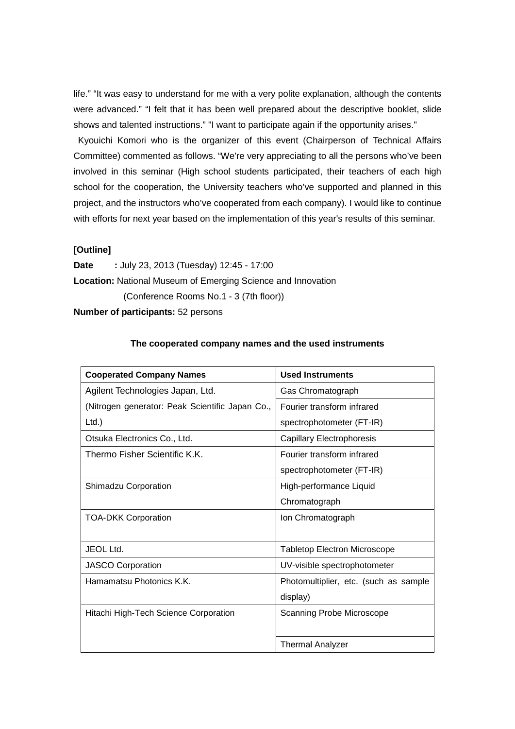life." "It was easy to understand for me with a very polite explanation, although the contents were advanced." "I felt that it has been well prepared about the descriptive booklet, slide shows and talented instructions." "I want to participate again if the opportunity arises."

Kyouichi Komori who is the organizer of this event (Chairperson of Technical Affairs Committee) commented as follows. "We're very appreciating to all the persons who've been involved in this seminar (High school students participated, their teachers of each high school for the cooperation, the University teachers who've supported and planned in this project, and the instructors who've cooperated from each company). I would like to continue with efforts for next year based on the implementation of this year's results of this seminar.

**[Outline]**

**Date :** July 23, 2013 (Tuesday) 12:45 - 17:00

**Location:** National Museum of Emerging Science and Innovation (Conference Rooms No.1 - 3 (7th floor))

**Number of participants:** 52 persons

**The cooperated company names and the used instruments**

| Cooperated Company Names | Used Instruments |
|---|---|
| Agilent Technologies Japan, Ltd. (Nitrogen generator: Peak Scientific Japan Co., Ltd.) | Gas Chromatograph |
| | Fourier transform infrared spectrophotometer (FT-IR) |
| Otsuka Electronics Co., Ltd. | Capillary Electrophoresis |
| Thermo Fisher Scientific K.K. | Fourier transform infrared spectrophotometer (FT-IR) |
| Shimadzu Corporation | High-performance Liquid Chromatograph |
| TOA-DKK Corporation | Ion Chromatograph |
| JEOL Ltd. | Tabletop Electron Microscope |
| JASCO Corporation | UV-visible spectrophotometer |
| Hamamatsu Photonics K.K. | Photomultiplier, etc. (such as sample display) |
| Hitachi High-Tech Science Corporation | Scanning Probe Microscope |
| | Thermal Analyzer |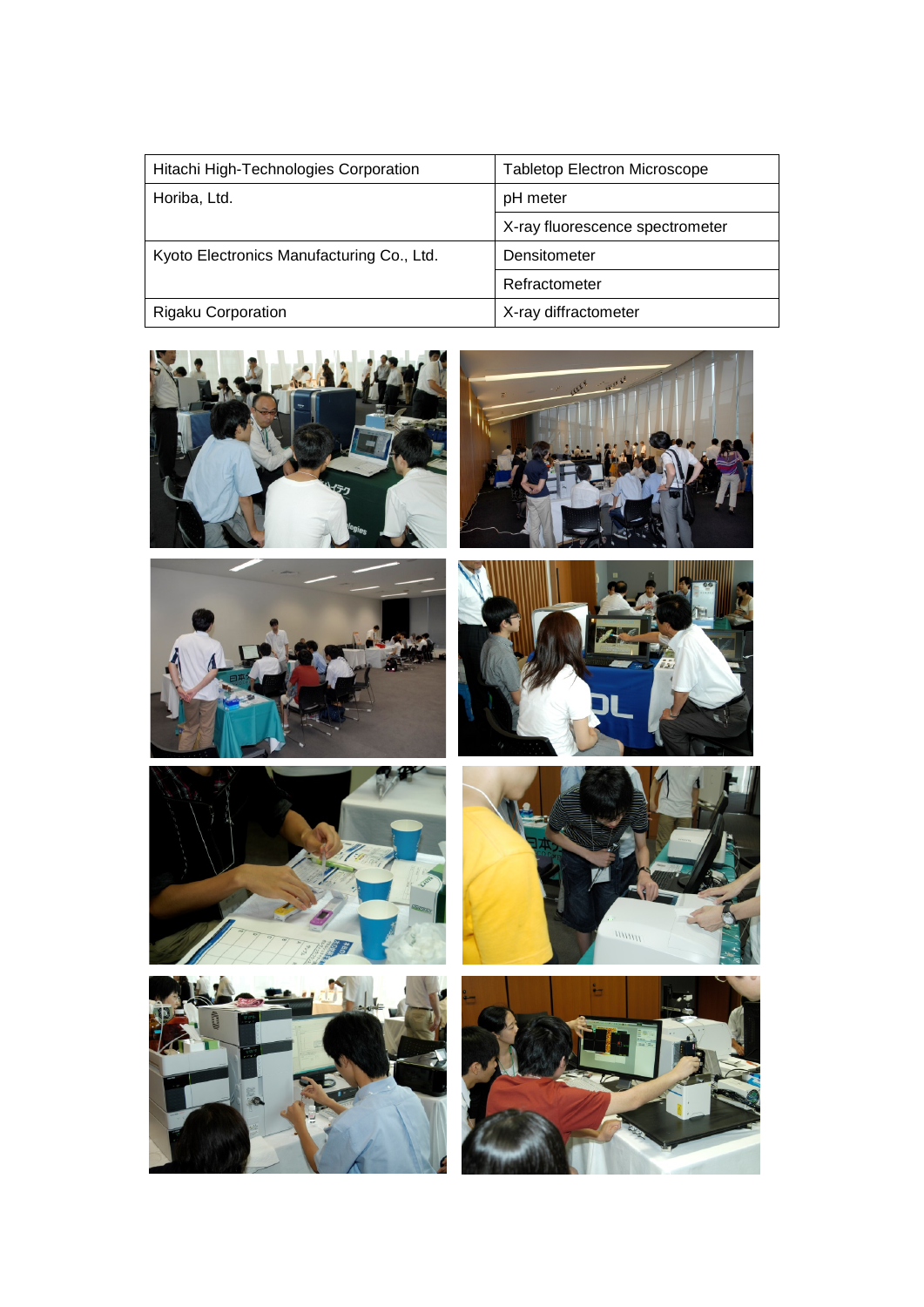| Hitachi High-Technologies Corporation | Tabletop Electron Microscope |
|---|---|
| Horiba, Ltd. | pH meter |
| | X-ray fluorescence spectrometer |
| Kyoto Electronics Manufacturing Co., Ltd. | Densitometer |
| | Refractometer |
| Rigaku Corporation | X-ray diffractometer |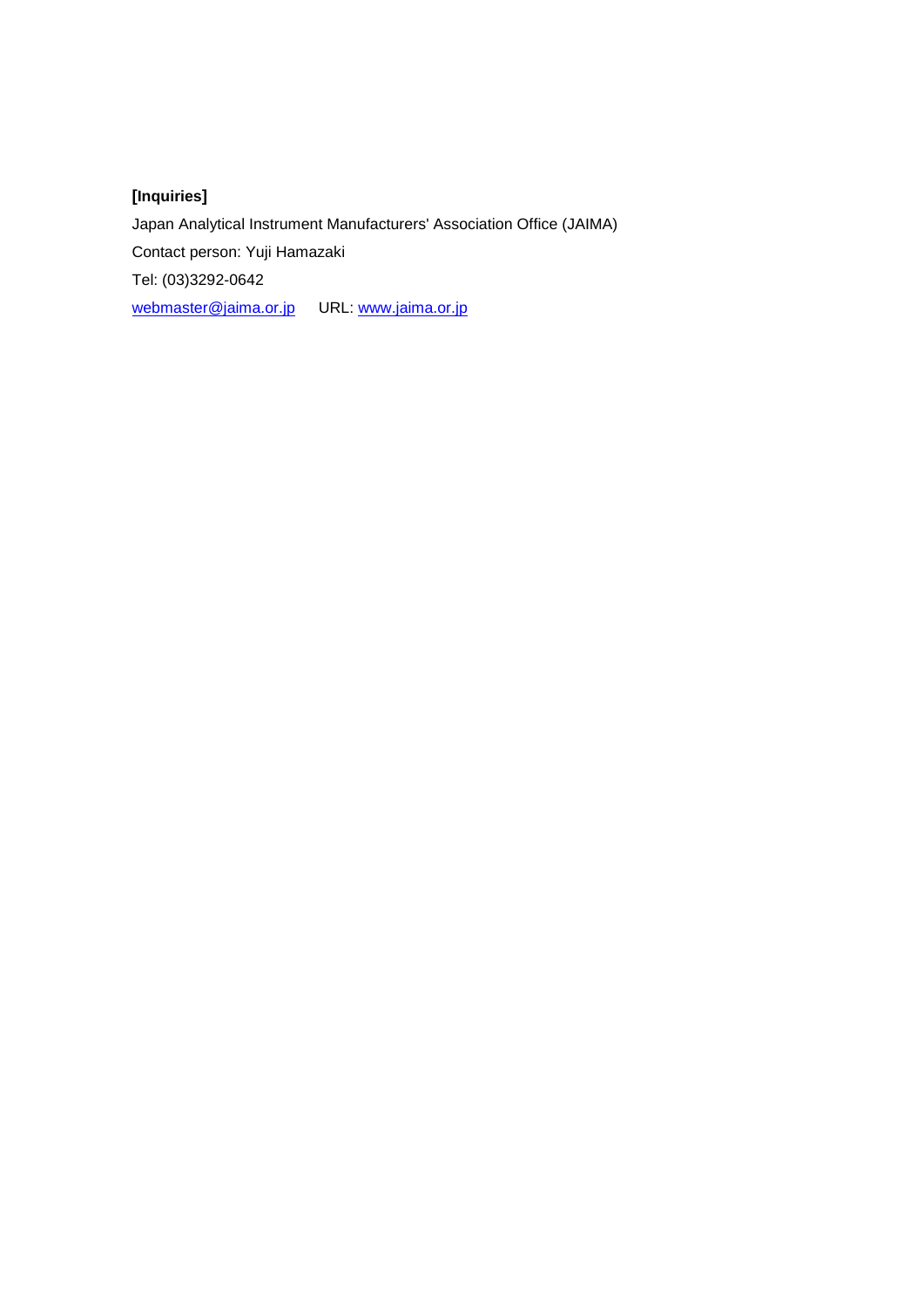**[Inquiries]**

Japan Analytical Instrument Manufacturers' Association Office (JAIMA)

Contact person: Yuji Hamazaki

Tel: (03)3292-0642

webmaster@jaima.or.jp URL: www.jaima.or.jp